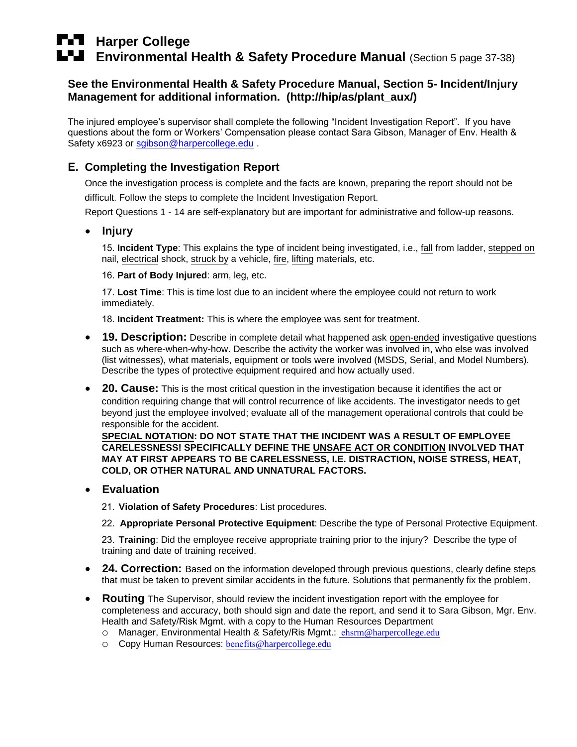# Harper College
## Environmental Health & Safety Procedure Manual (Section 5 page 37-38)

**See the Environmental Health & Safety Procedure Manual, Section 5- Incident/Injury Management for additional information. (http://hip/as/plant_aux/)**

The injured employee's supervisor shall complete the following "Incident Investigation Report". If you have questions about the form or Workers' Compensation please contact Sara Gibson, Manager of Env. Health & Safety x6923 or sgibson@harpercollege.edu .

### E. Completing the Investigation Report

Once the investigation process is complete and the facts are known, preparing the report should not be difficult. Follow the steps to complete the Incident Investigation Report.

Report Questions 1 - 14 are self-explanatory but are important for administrative and follow-up reasons.

- **Injury**

  15. **Incident Type**: This explains the type of incident being investigated, i.e., fall from ladder, stepped on nail, electrical shock, struck by a vehicle, fire, lifting materials, etc.

  16. **Part of Body Injured**: arm, leg, etc.

  17. **Lost Time**: This is time lost due to an incident where the employee could not return to work immediately.

  18. **Incident Treatment:** This is where the employee was sent for treatment.

- **19. Description:** Describe in complete detail what happened ask open-ended investigative questions such as where-when-why-how. Describe the activity the worker was involved in, who else was involved (list witnesses), what materials, equipment or tools were involved (MSDS, Serial, and Model Numbers). Describe the types of protective equipment required and how actually used.

- **20. Cause:** This is the most critical question in the investigation because it identifies the act or condition requiring change that will control recurrence of like accidents. The investigator needs to get beyond just the employee involved; evaluate all of the management operational controls that could be responsible for the accident.
  **SPECIAL NOTATION: DO NOT STATE THAT THE INCIDENT WAS A RESULT OF EMPLOYEE CARELESSNESS! SPECIFICALLY DEFINE THE UNSAFE ACT OR CONDITION INVOLVED THAT MAY AT FIRST APPEARS TO BE CARELESSNESS, I.E. DISTRACTION, NOISE STRESS, HEAT, COLD, OR OTHER NATURAL AND UNNATURAL FACTORS.**

- **Evaluation**

  21. **Violation of Safety Procedures**: List procedures.

  22. **Appropriate Personal Protective Equipment**: Describe the type of Personal Protective Equipment.

  23. **Training**: Did the employee receive appropriate training prior to the injury? Describe the type of training and date of training received.

- **24. Correction:** Based on the information developed through previous questions, clearly define steps that must be taken to prevent similar accidents in the future. Solutions that permanently fix the problem.

- **Routing** The Supervisor, should review the incident investigation report with the employee for completeness and accuracy, both should sign and date the report, and send it to Sara Gibson, Mgr. Env. Health and Safety/Risk Mgmt. with a copy to the Human Resources Department
  - Manager, Environmental Health & Safety/Ris Mgmt.: ehsrm@harpercollege.edu
  - Copy Human Resources: benefits@harpercollege.edu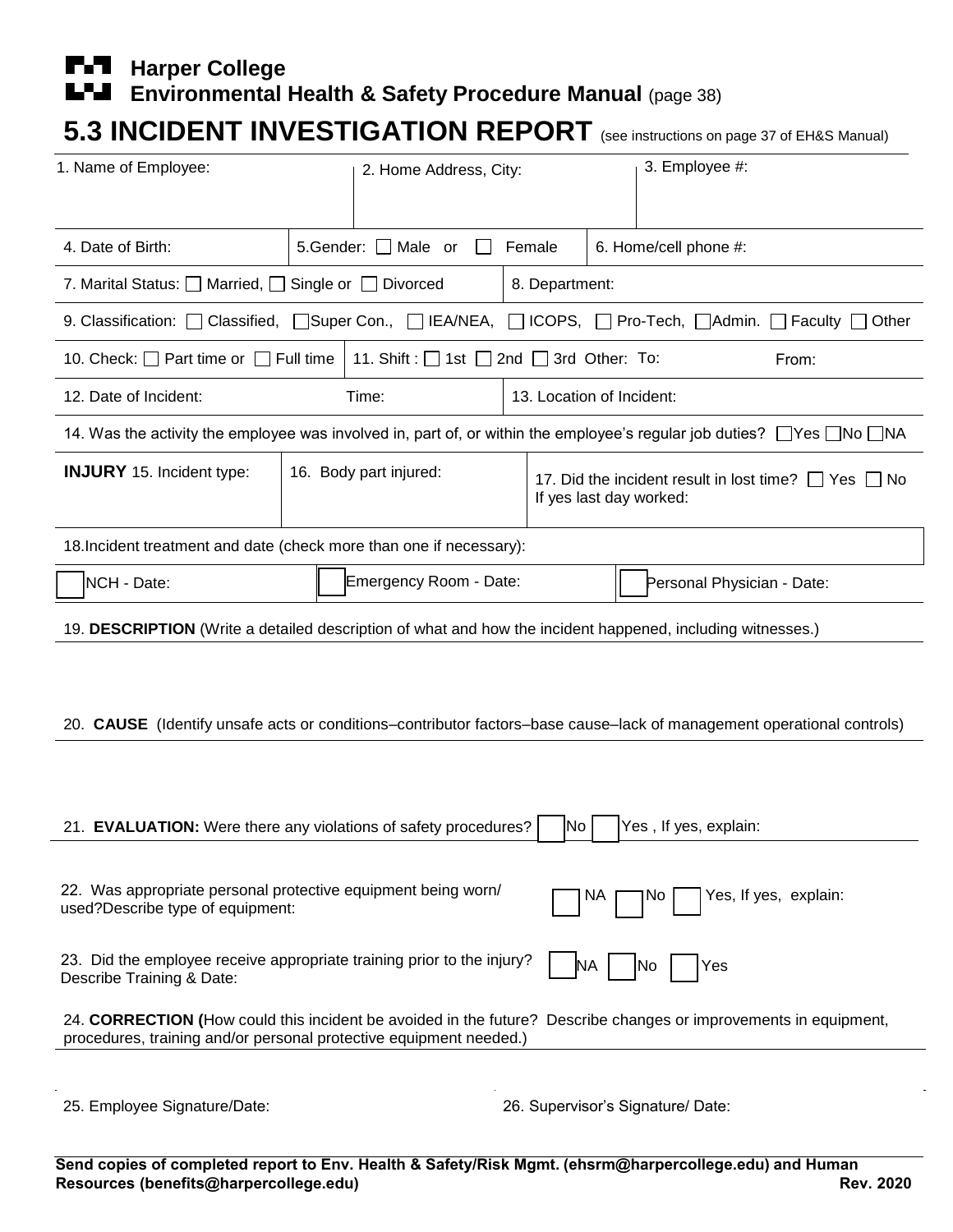**Harper College**
**Environmental Health & Safety Procedure Manual** (page 38)

# 5.3 INCIDENT INVESTIGATION REPORT (see instructions on page 37 of EH&S Manual)

| | | |
|---|---|---|
| 1. Name of Employee: | 2. Home Address, City: | 3. Employee #: |

| | | |
|---|---|---|
| 4. Date of Birth: | 5.Gender: ☐ Male or ☐ Female | 6. Home/cell phone #: |

| | |
|---|---|
| 7. Marital Status: ☐ Married, ☐ Single or ☐ Divorced | 8. Department: |

9. Classification: ☐ Classified, ☐Super Con., ☐ IEA/NEA, ☐ ICOPS, ☐ Pro-Tech, ☐Admin. ☐ Faculty ☐ Other

| | |
|---|---|
| 10. Check: ☐ Part time or ☐ Full time | 11. Shift : ☐ 1st ☐ 2nd ☐ 3rd Other: To: From: |

| | |
|---|---|
| 12. Date of Incident: Time: | 13. Location of Incident: |

14. Was the activity the employee was involved in, part of, or within the employee's regular job duties? ☐Yes ☐No ☐NA

| | | |
|---|---|---|
| **INJURY** 15. Incident type: | 16. Body part injured: | 17. Did the incident result in lost time? ☐ Yes ☐ No<br>If yes last day worked: |

18.Incident treatment and date (check more than one if necessary):

| | | |
|---|---|---|
| ☐ NCH - Date: | ☐ Emergency Room - Date: | ☐ Personal Physician - Date: |

19. **DESCRIPTION** (Write a detailed description of what and how the incident happened, including witnesses.)

20. **CAUSE** (Identify unsafe acts or conditions–contributor factors–base cause–lack of management operational controls)

21. **EVALUATION:** Were there any violations of safety procedures? ☐ No ☐ Yes , If yes, explain:

22. Was appropriate personal protective equipment being worn/ used?Describe type of equipment: ☐ NA ☐ No ☐ Yes, If yes, explain:

23. Did the employee receive appropriate training prior to the injury? Describe Training & Date: ☐ NA ☐ No ☐ Yes

24. **CORRECTION (**How could this incident be avoided in the future? Describe changes or improvements in equipment, procedures, training and/or personal protective equipment needed.)

| | |
|---|---|
| 25. Employee Signature/Date: | 26. Supervisor's Signature/ Date: |

**Send copies of completed report to Env. Health & Safety/Risk Mgmt. (ehsrm@harpercollege.edu) and Human Resources (benefits@harpercollege.edu)** **Rev. 2020**